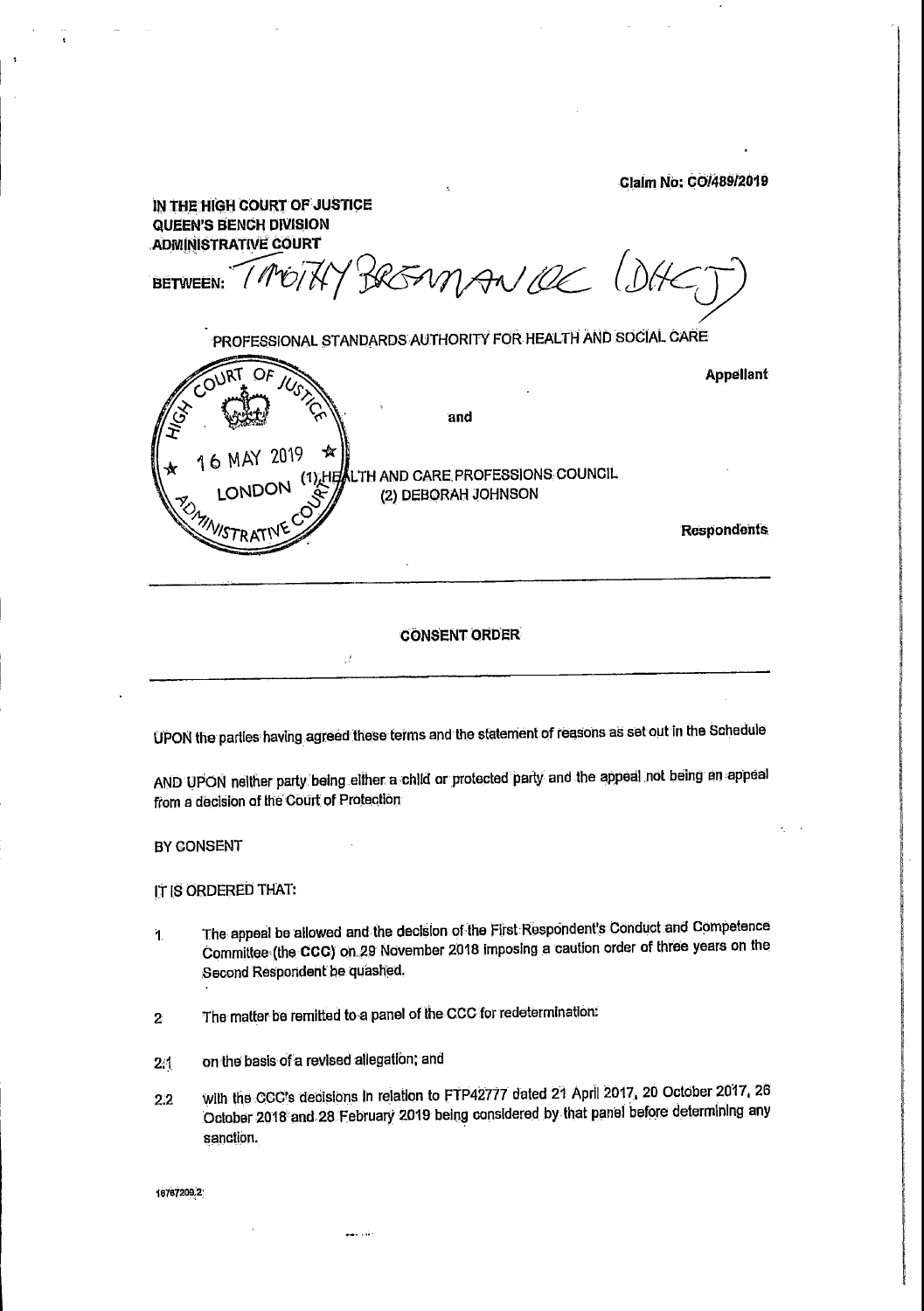Claim No: CO/489/2019

**IN THE HIGH COURT OF JUSTICE**
**QUEEN'S BENCH DIVISION**
**ADMINISTRATIVE COURT**

BETWEEN: TIMOTHY BRENNAN QC (DHCJ)

PROFESSIONAL STANDARDS AUTHORITY FOR HEALTH AND SOCIAL CARE

**Appellant**

and

(1) HEALTH AND CARE PROFESSIONS COUNCIL
(2) DEBORAH JOHNSON

**Respondents**

HIGH COURT OF JUSTICE
16 MAY 2019
LONDON
ADMINISTRATIVE COURT

---

**CONSENT ORDER**

---

UPON the parties having agreed these terms and the statement of reasons as set out in the Schedule

AND UPON neither party being either a child or protected party and the appeal not being an appeal from a decision of the Court of Protection

BY CONSENT

IT IS ORDERED THAT:

1. The appeal be allowed and the decision of the First Respondent's Conduct and Competence Committee (the **CCC**) on 29 November 2018 imposing a caution order of three years on the Second Respondent be quashed.

2. The matter be remitted to a panel of the CCC for redetermination:

2.1 on the basis of a revised allegation; and

2.2 with the CCC's decisions in relation to FTP42777 dated 21 April 2017, 20 October 2017, 26 October 2018 and 28 February 2019 being considered by that panel before determining any sanction.

16767209.2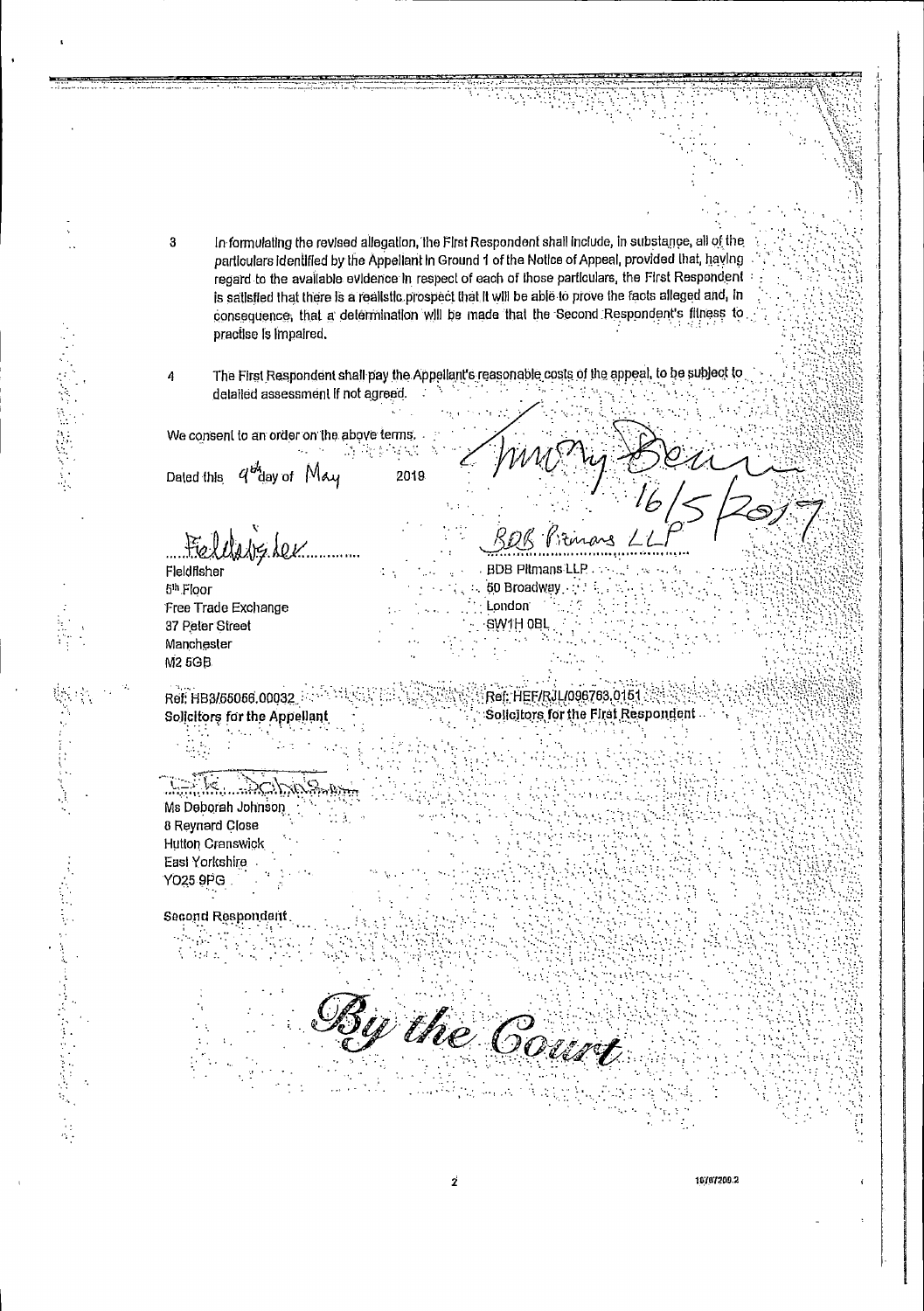3 In formulating the revised allegation, the First Respondent shall include, in substance, all of the particulars identified by the Appellant in Ground 1 of the Notice of Appeal, provided that, having regard to the available evidence in respect of each of those particulars, the First Respondent is satisfied that there is a realistic prospect that it will be able to prove the facts alleged and, in consequence, that a determination will be made that the Second Respondent's fitness to practise is impaired.

4 The First Respondent shall pay the Appellant's reasonable costs of the appeal, to be subject to detailed assessment if not agreed.

We consent to an order on the above terms.

Dated this 9th day of May 2019

Fieldfisher
Fieldfisher
5th Floor
Free Trade Exchange
37 Peter Street
Manchester
M2 5GB

Ref: HB3/55066.00032
**Solicitors for the Appellant**

16/5/2019
BDB Pitmans LLP
BDB Pitmans LLP
50 Broadway
London
SW1H 0BL

Ref: HEF/RJL/096763.0151
**Solicitors for the First Respondent**

D K Johnson
Ms Deborah Johnson
8 Reynard Close
Hutton Cranswick
East Yorkshire
YO25 9PG

**Second Respondent**

*By the Court*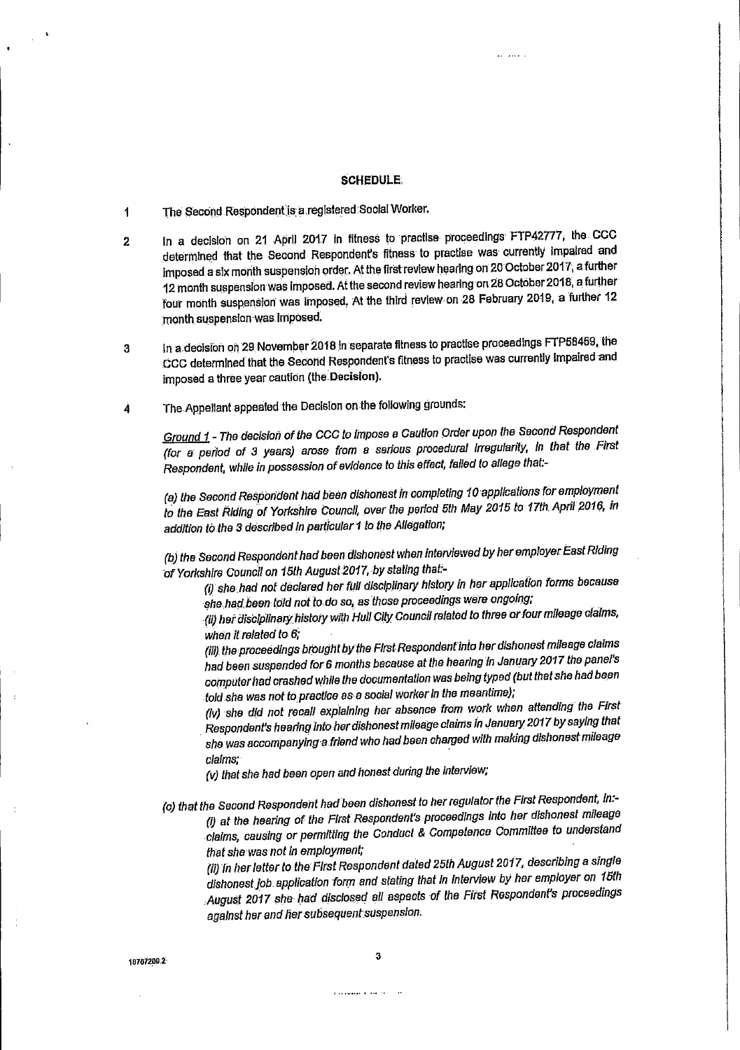## SCHEDULE

1. The Second Respondent is a registered Social Worker.

2. In a decision on 21 April 2017 in fitness to practise proceedings FTP42777, the CCC determined that the Second Respondent's fitness to practise was currently impaired and imposed a six month suspension order. At the first review hearing on 20 October 2017, a further 12 month suspension was imposed. At the second review hearing on 28 October 2018, a further four month suspension was imposed. At the third review on 28 February 2019, a further 12 month suspension was imposed.

3. In a decision on 29 November 2018 in separate fitness to practise proceedings FTP58459, the CCC determined that the Second Respondent's fitness to practise was currently impaired and imposed a three year caution (the **Decision**).

4. The Appellant appealed the Decision on the following grounds:

   *<u>Ground 1</u> - The decision of the CCC to impose a Caution Order upon the Second Respondent (for a period of 3 years) arose from a serious procedural irregularity, in that the First Respondent, while in possession of evidence to this effect, failed to allege that:-*

   *(a) the Second Respondent had been dishonest in completing 10 applications for employment to the East Riding of Yorkshire Council, over the period 5th May 2015 to 17th April 2016, in addition to the 3 described in particular 1 to the Allegation;*

   *(b) the Second Respondent had been dishonest when interviewed by her employer East Riding of Yorkshire Council on 15th August 2017, by stating that:-*

   *(i) she had not declared her full disciplinary history in her application forms because she had been told not to do so, as those proceedings were ongoing;*

   *(ii) her disciplinary history with Hull City Council related to three or four mileage claims, when it related to 6;*

   *(iii) the proceedings brought by the First Respondent into her dishonest mileage claims had been suspended for 6 months because at the hearing in January 2017 the panel's computer had crashed while the documentation was being typed (but that she had been told she was not to practice as a social worker in the meantime);*

   *(iv) she did not recall explaining her absence from work when attending the First Respondent's hearing into her dishonest mileage claims in January 2017 by saying that she was accompanying a friend who had been charged with making dishonest mileage claims;*

   *(v) that she had been open and honest during the interview;*

   *(c) that the Second Respondent had been dishonest to her regulator the First Respondent, in:-*

   *(i) at the hearing of the First Respondent's proceedings into her dishonest mileage claims, causing or permitting the Conduct & Competence Committee to understand that she was not in employment;*

   *(ii) in her letter to the First Respondent dated 25th August 2017, describing a single dishonest job application form and stating that in interview by her employer on 15th August 2017 she had disclosed all aspects of the First Respondent's proceedings against her and her subsequent suspension.*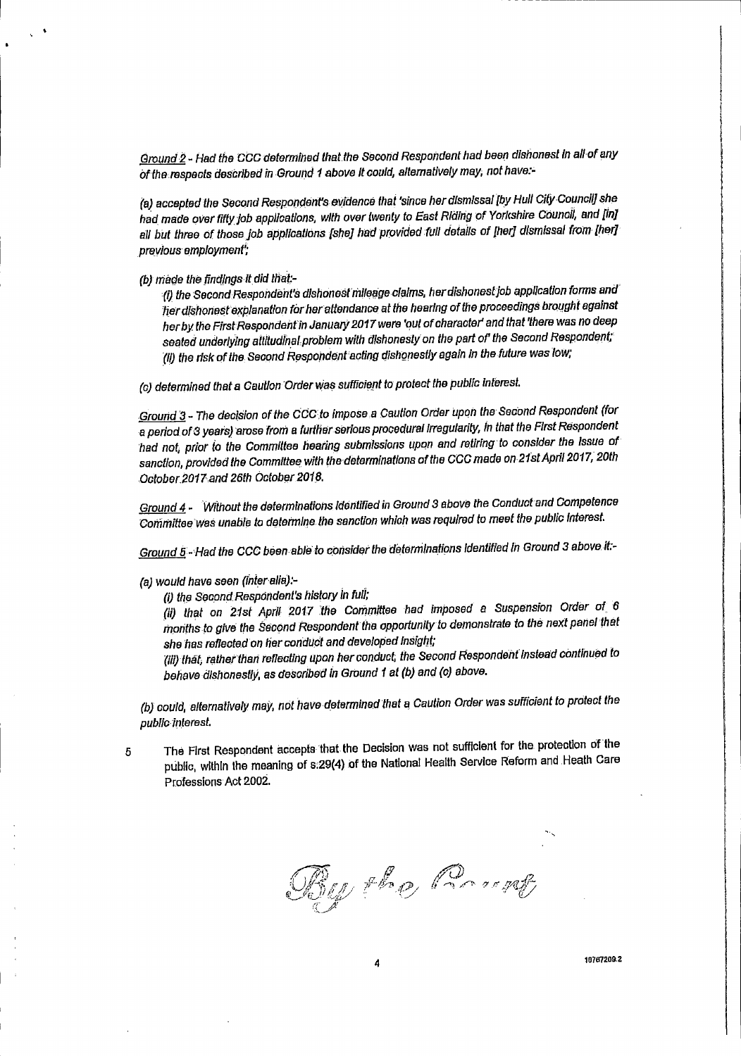*Ground 2 - Had the CCC determined that the Second Respondent had been dishonest in all of any of the respects described in Ground 1 above it could, alternatively may, not have:-*

*(a) accepted the Second Respondent's evidence that 'since her dismissal [by Hull City Council] she had made over fifty job applications, with over twenty to East Riding of Yorkshire Council, and [in] all but three of those job applications [she] had provided full details of [her] dismissal from [her] previous employment';*

*(b) made the findings it did that:-*

*(i) the Second Respondent's dishonest mileage claims, her dishonest job application forms and her dishonest explanation for her attendance at the hearing of the proceedings brought against her by the First Respondent in January 2017 were 'out of character' and that 'there was no deep seated underlying attitudinal problem with dishonesty on the part of' the Second Respondent;*

*(ii) the risk of the Second Respondent acting dishonestly again in the future was low;*

*(c) determined that a Caution Order was sufficient to protect the public interest.*

*Ground 3 - The decision of the CCC to impose a Caution Order upon the Second Respondent (for a period of 3 years) arose from a further serious procedural irregularity, in that the First Respondent had not, prior to the Committee hearing submissions upon and retiring to consider the issue of sanction, provided the Committee with the determinations of the CCC made on 21st April 2017, 20th October 2017 and 26th October 2018.*

*Ground 4 - Without the determinations identified in Ground 3 above the Conduct and Competence Committee was unable to determine the sanction which was required to meet the public interest.*

*Ground 5 - Had the CCC been able to consider the determinations identified in Ground 3 above it:-*

*(a) would have seen (inter alia):-*

*(i) the Second Respondent's history in full;*

*(ii) that on 21st April 2017 the Committee had imposed a Suspension Order of 6 months to give the Second Respondent the opportunity to demonstrate to the next panel that she has reflected on her conduct and developed insight;*

*(iii) that, rather than reflecting upon her conduct, the Second Respondent instead continued to behave dishonestly, as described in Ground 1 at (b) and (c) above.*

*(b) could, alternatively may, not have determined that a Caution Order was sufficient to protect the public interest.*

5 The First Respondent accepts that the Decision was not sufficient for the protection of the public, within the meaning of s.29(4) of the National Health Service Reform and Heath Care Professions Act 2002.

By the Court

10767209.2